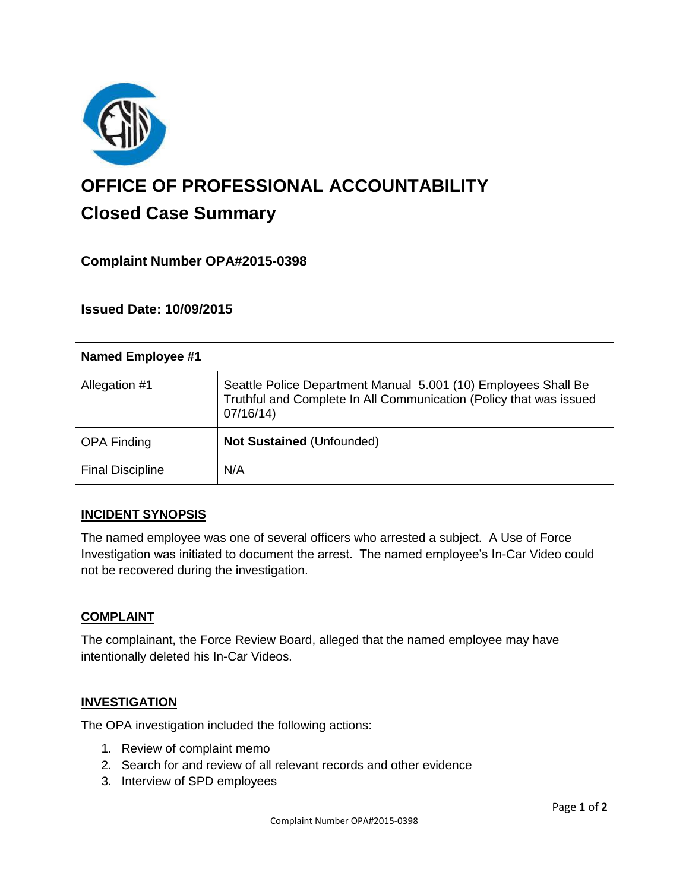# OFFICE OF PROFESSIONAL ACCOUNTABILITY

## Closed Case Summary

### Complaint Number OPA#2015-0398

### Issued Date: 10/09/2015

| **Named Employee #1** | |
|---|---|
| Allegation #1 | Seattle Police Department Manual 5.001 (10) Employees Shall Be Truthful and Complete In All Communication (Policy that was issued 07/16/14) |
| OPA Finding | **Not Sustained** (Unfounded) |
| Final Discipline | N/A |

**INCIDENT SYNOPSIS**

The named employee was one of several officers who arrested a subject. A Use of Force Investigation was initiated to document the arrest. The named employee's In-Car Video could not be recovered during the investigation.

**COMPLAINT**

The complainant, the Force Review Board, alleged that the named employee may have intentionally deleted his In-Car Videos.

**INVESTIGATION**

The OPA investigation included the following actions:

1. Review of complaint memo
2. Search for and review of all relevant records and other evidence
3. Interview of SPD employees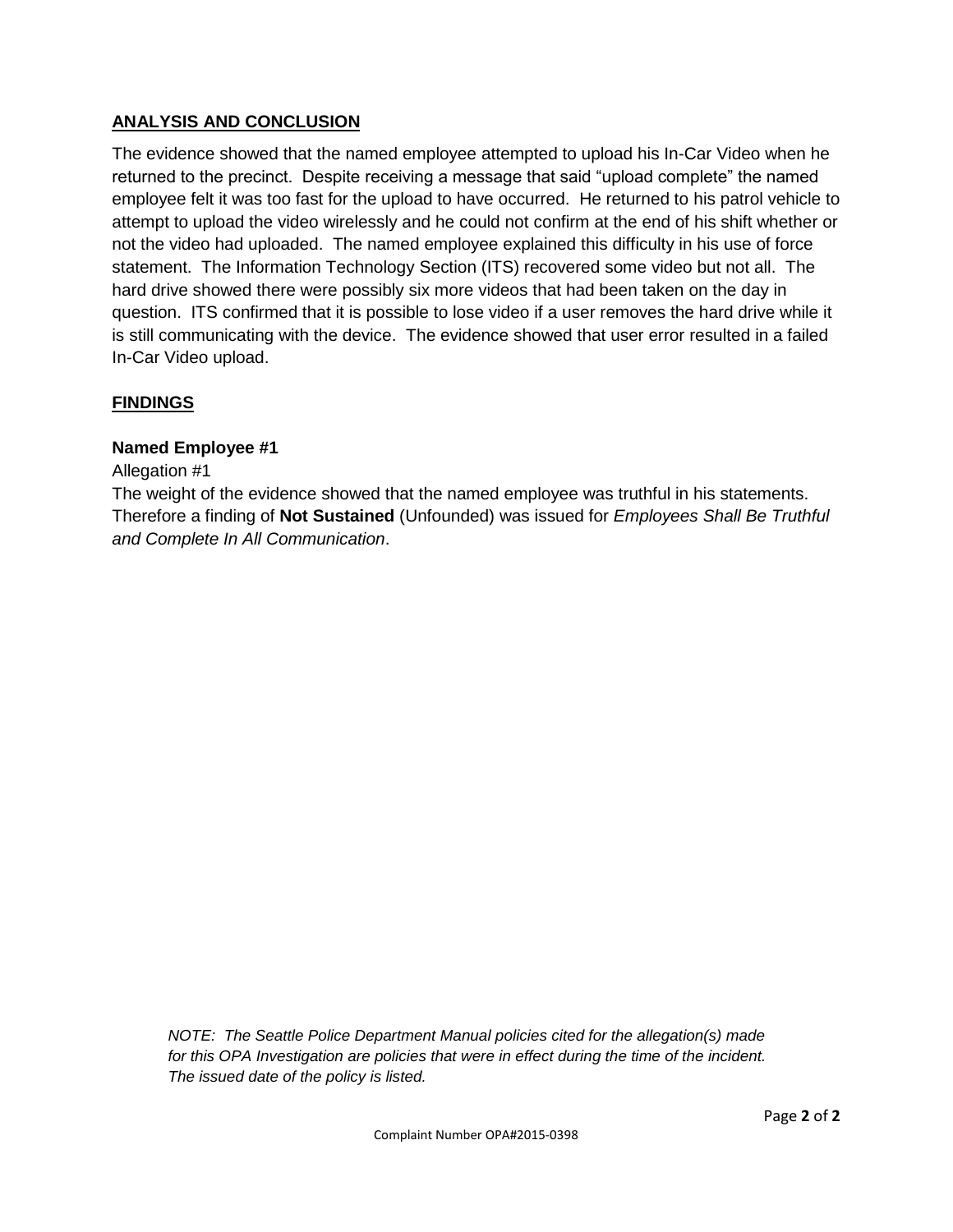## ANALYSIS AND CONCLUSION

The evidence showed that the named employee attempted to upload his In-Car Video when he returned to the precinct. Despite receiving a message that said "upload complete" the named employee felt it was too fast for the upload to have occurred. He returned to his patrol vehicle to attempt to upload the video wirelessly and he could not confirm at the end of his shift whether or not the video had uploaded. The named employee explained this difficulty in his use of force statement. The Information Technology Section (ITS) recovered some video but not all. The hard drive showed there were possibly six more videos that had been taken on the day in question. ITS confirmed that it is possible to lose video if a user removes the hard drive while it is still communicating with the device. The evidence showed that user error resulted in a failed In-Car Video upload.

## FINDINGS

**Named Employee #1**

Allegation #1

The weight of the evidence showed that the named employee was truthful in his statements. Therefore a finding of **Not Sustained** (Unfounded) was issued for *Employees Shall Be Truthful and Complete In All Communication*.

*NOTE: The Seattle Police Department Manual policies cited for the allegation(s) made for this OPA Investigation are policies that were in effect during the time of the incident. The issued date of the policy is listed.*

Complaint Number OPA#2015-0398